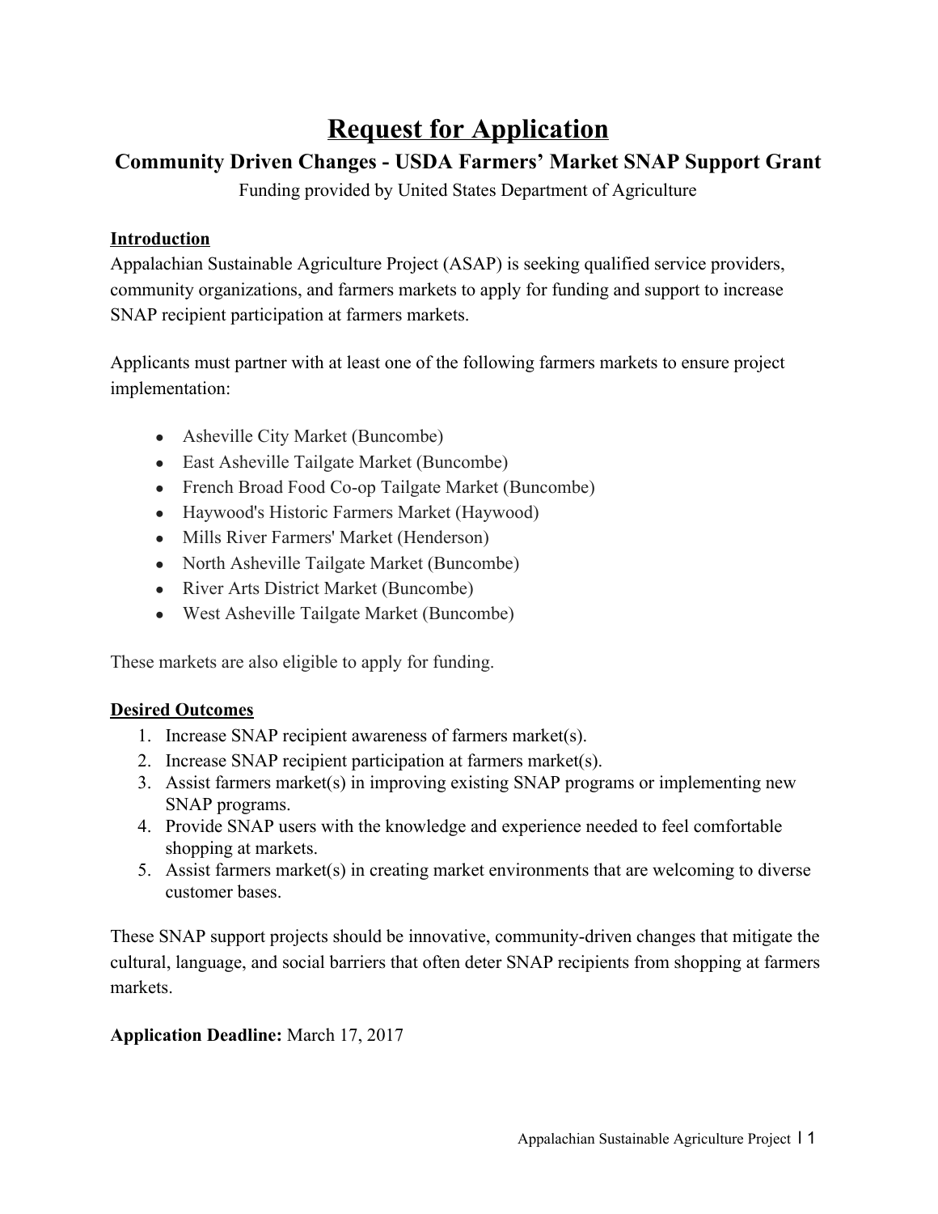# Request for Application

## Community Driven Changes - USDA Farmers' Market SNAP Support Grant

Funding provided by United States Department of Agriculture

**Introduction**

Appalachian Sustainable Agriculture Project (ASAP) is seeking qualified service providers, community organizations, and farmers markets to apply for funding and support to increase SNAP recipient participation at farmers markets.

Applicants must partner with at least one of the following farmers markets to ensure project implementation:

- Asheville City Market (Buncombe)
- East Asheville Tailgate Market (Buncombe)
- French Broad Food Co-op Tailgate Market (Buncombe)
- Haywood's Historic Farmers Market (Haywood)
- Mills River Farmers' Market (Henderson)
- North Asheville Tailgate Market (Buncombe)
- River Arts District Market (Buncombe)
- West Asheville Tailgate Market (Buncombe)

These markets are also eligible to apply for funding.

**Desired Outcomes**

1. Increase SNAP recipient awareness of farmers market(s).
2. Increase SNAP recipient participation at farmers market(s).
3. Assist farmers market(s) in improving existing SNAP programs or implementing new SNAP programs.
4. Provide SNAP users with the knowledge and experience needed to feel comfortable shopping at markets.
5. Assist farmers market(s) in creating market environments that are welcoming to diverse customer bases.

These SNAP support projects should be innovative, community-driven changes that mitigate the cultural, language, and social barriers that often deter SNAP recipients from shopping at farmers markets.

**Application Deadline:** March 17, 2017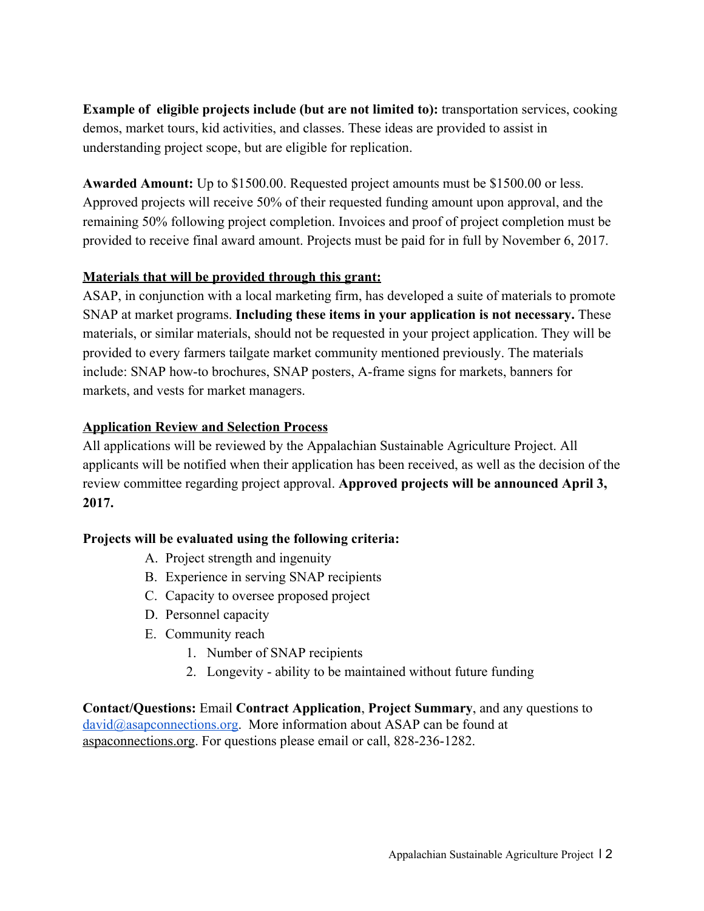**Example of  eligible projects include (but are not limited to):** transportation services, cooking demos, market tours, kid activities, and classes. These ideas are provided to assist in understanding project scope, but are eligible for replication.

**Awarded Amount:** Up to $1500.00. Requested project amounts must be $1500.00 or less. Approved projects will receive 50% of their requested funding amount upon approval, and the remaining 50% following project completion. Invoices and proof of project completion must be provided to receive final award amount. Projects must be paid for in full by November 6, 2017.

**Materials that will be provided through this grant:**

ASAP, in conjunction with a local marketing firm, has developed a suite of materials to promote SNAP at market programs. **Including these items in your application is not necessary.** These materials, or similar materials, should not be requested in your project application. They will be provided to every farmers tailgate market community mentioned previously. The materials include: SNAP how-to brochures, SNAP posters, A-frame signs for markets, banners for markets, and vests for market managers.

**Application Review and Selection Process**

All applications will be reviewed by the Appalachian Sustainable Agriculture Project. All applicants will be notified when their application has been received, as well as the decision of the review committee regarding project approval. **Approved projects will be announced April 3, 2017.**

**Projects will be evaluated using the following criteria:**

A. Project strength and ingenuity
B. Experience in serving SNAP recipients
C. Capacity to oversee proposed project
D. Personnel capacity
E. Community reach
    1. Number of SNAP recipients
    2. Longevity - ability to be maintained without future funding

**Contact/Questions:** Email **Contract Application**, **Project Summary**, and any questions to david@asapconnections.org.  More information about ASAP can be found at aspaconnections.org. For questions please email or call, 828-236-1282.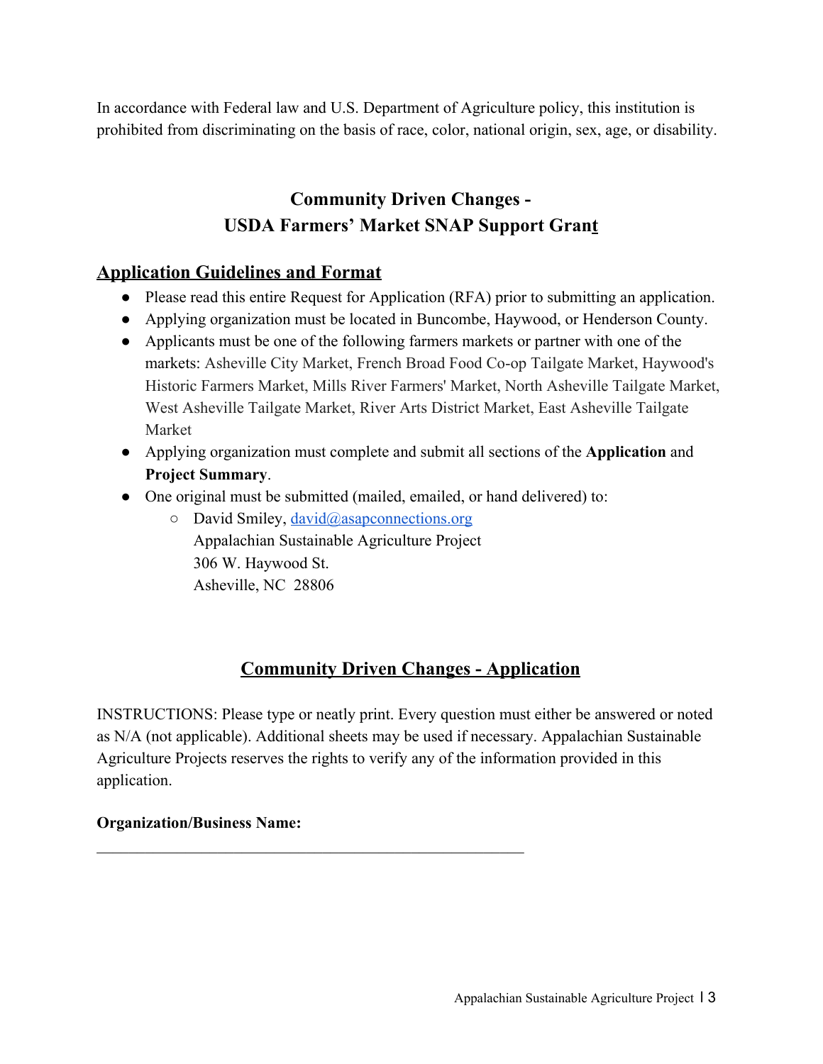In accordance with Federal law and U.S. Department of Agriculture policy, this institution is prohibited from discriminating on the basis of race, color, national origin, sex, age, or disability.

## Community Driven Changes - USDA Farmers' Market SNAP Support Grant

### Application Guidelines and Format

- Please read this entire Request for Application (RFA) prior to submitting an application.
- Applying organization must be located in Buncombe, Haywood, or Henderson County.
- Applicants must be one of the following farmers markets or partner with one of the markets: Asheville City Market, French Broad Food Co-op Tailgate Market, Haywood's Historic Farmers Market, Mills River Farmers' Market, North Asheville Tailgate Market, West Asheville Tailgate Market, River Arts District Market, East Asheville Tailgate Market
- Applying organization must complete and submit all sections of the **Application** and **Project Summary**.
- One original must be submitted (mailed, emailed, or hand delivered) to:
  - David Smiley, david@asapconnections.org
    Appalachian Sustainable Agriculture Project
    306 W. Haywood St.
    Asheville, NC 28806

## Community Driven Changes - Application

INSTRUCTIONS: Please type or neatly print. Every question must either be answered or noted as N/A (not applicable). Additional sheets may be used if necessary. Appalachian Sustainable Agriculture Projects reserves the rights to verify any of the information provided in this application.

**Organization/Business Name:**

_______________________________________________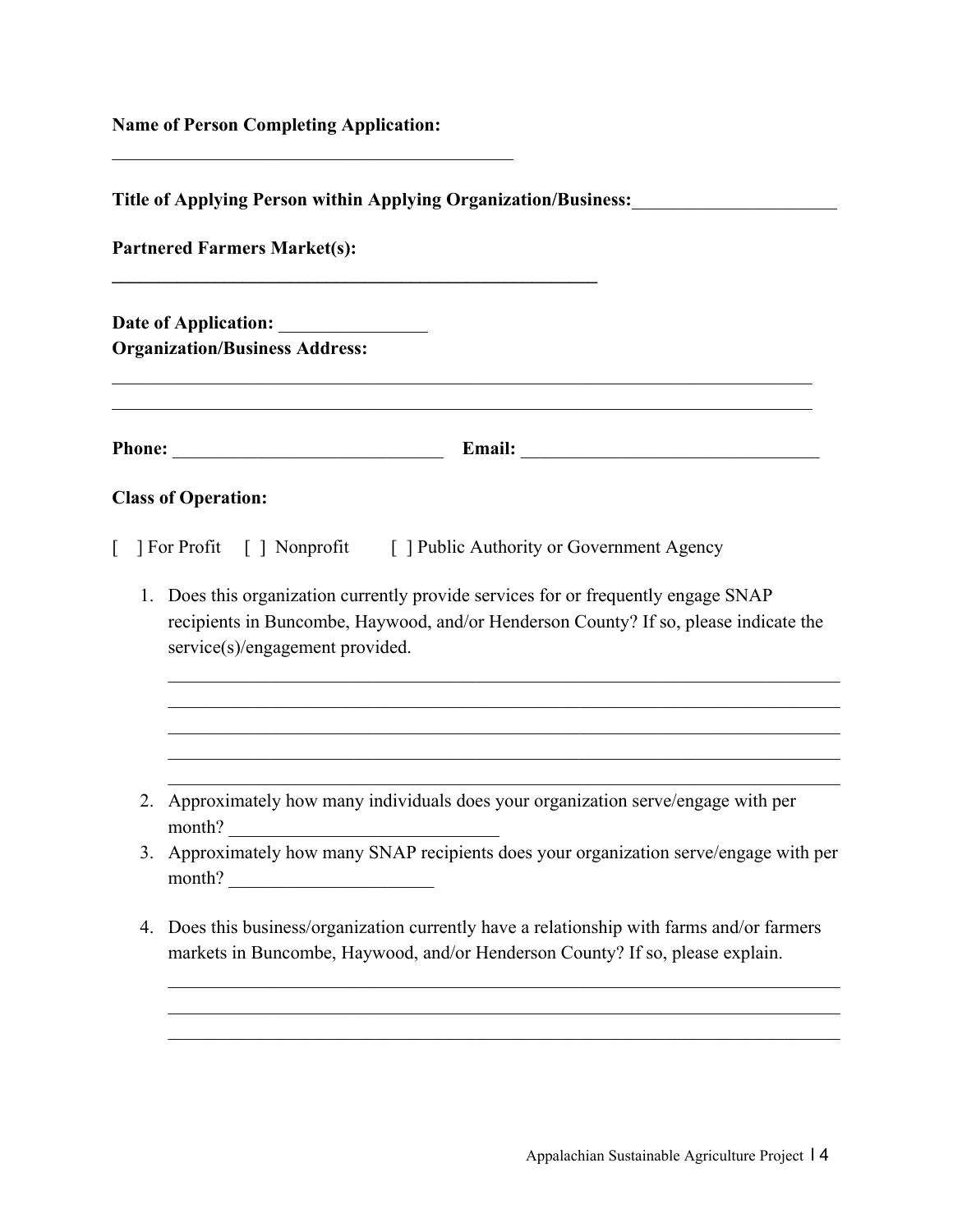**Name of Person Completing Application:**

____________________________________________

**Title of Applying Person within Applying Organization/Business:**______________________

**Partnered Farmers Market(s):**

**_____________________________________________________**

**Date of Application:** ________________
**Organization/Business Address:**

_____________________________________________________________________________
_____________________________________________________________________________

**Phone:** ____________________________ **Email:** ________________________________

**Class of Operation:**

[ ] For Profit  [ ] Nonprofit  [ ] Public Authority or Government Agency

1. Does this organization currently provide services for or frequently engage SNAP recipients in Buncombe, Haywood, and/or Henderson County? If so, please indicate the service(s)/engagement provided.

   __________________________________________________________________________
   __________________________________________________________________________
   __________________________________________________________________________
   __________________________________________________________________________
   __________________________________________________________________________

2. Approximately how many individuals does your organization serve/engage with per month? ____________________________
3. Approximately how many SNAP recipients does your organization serve/engage with per month? ______________________

4. Does this business/organization currently have a relationship with farms and/or farmers markets in Buncombe, Haywood, and/or Henderson County? If so, please explain.

   __________________________________________________________________________
   __________________________________________________________________________
   __________________________________________________________________________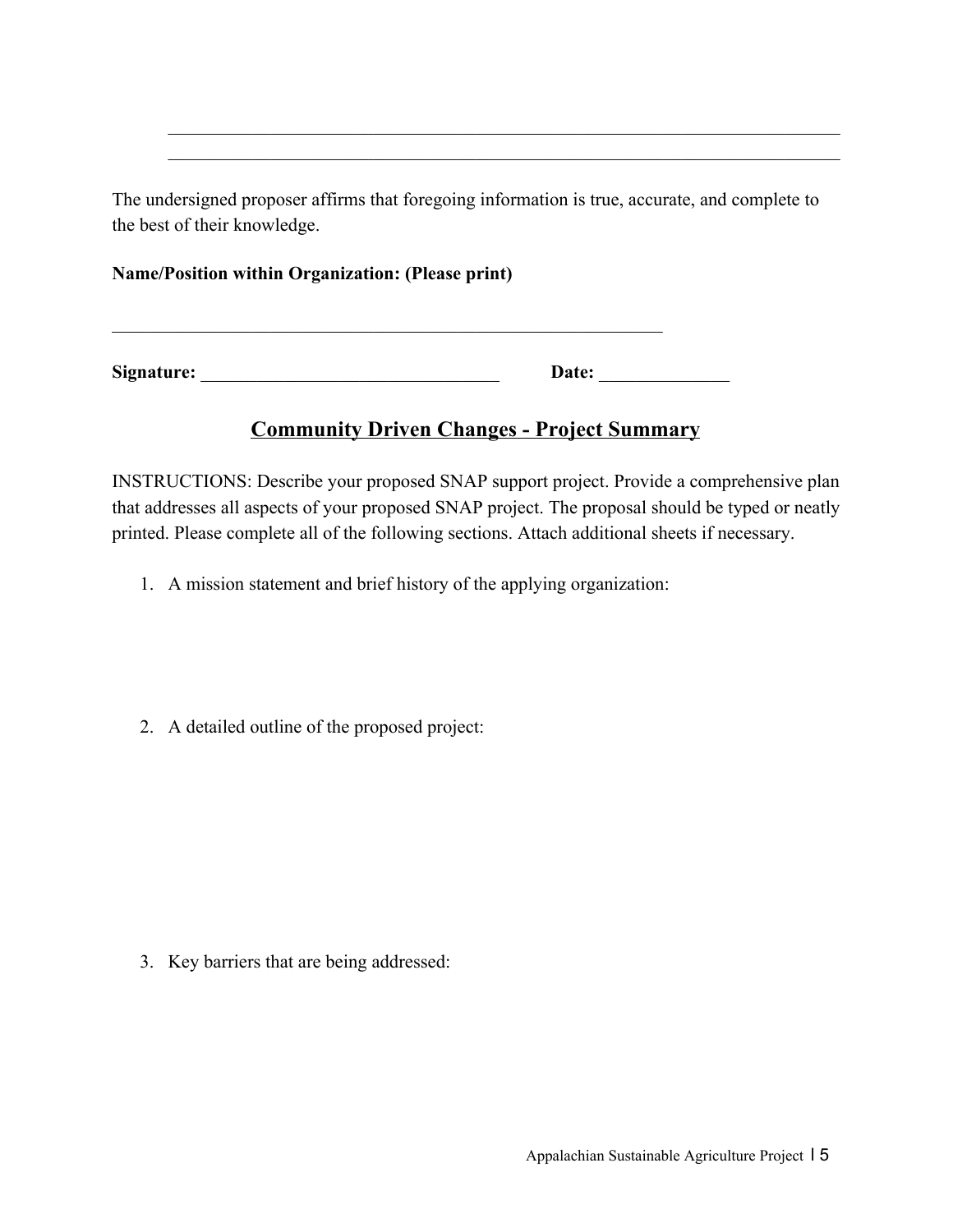\_\_\_\_\_\_\_\_\_\_\_\_\_\_\_\_\_\_\_\_\_\_\_\_\_\_\_\_\_\_\_\_\_\_\_\_\_\_\_\_\_\_\_\_\_\_\_\_\_\_\_\_\_\_\_\_\_\_\_\_\_\_\_\_\_\_\_\_\_\_\_\_\_\_\_\_\_\_\_\_\_\_

\_\_\_\_\_\_\_\_\_\_\_\_\_\_\_\_\_\_\_\_\_\_\_\_\_\_\_\_\_\_\_\_\_\_\_\_\_\_\_\_\_\_\_\_\_\_\_\_\_\_\_\_\_\_\_\_\_\_\_\_\_\_\_\_\_\_\_\_\_\_\_\_\_\_\_\_\_\_\_\_\_\_

The undersigned proposer affirms that foregoing information is true, accurate, and complete to the best of their knowledge.

**Name/Position within Organization: (Please print)**

\_\_\_\_\_\_\_\_\_\_\_\_\_\_\_\_\_\_\_\_\_\_\_\_\_\_\_\_\_\_\_\_\_\_\_\_\_\_\_\_\_\_\_\_\_\_\_\_\_\_\_\_\_\_\_\_\_\_\_\_\_\_\_

**Signature:** \_\_\_\_\_\_\_\_\_\_\_\_\_\_\_\_\_\_\_\_\_\_\_\_\_\_\_\_\_\_\_\_\_ **Date:** \_\_\_\_\_\_\_\_\_\_\_\_\_\_

## Community Driven Changes - Project Summary

INSTRUCTIONS: Describe your proposed SNAP support project. Provide a comprehensive plan that addresses all aspects of your proposed SNAP project. The proposal should be typed or neatly printed. Please complete all of the following sections. Attach additional sheets if necessary.

1. A mission statement and brief history of the applying organization:

2. A detailed outline of the proposed project:

3. Key barriers that are being addressed: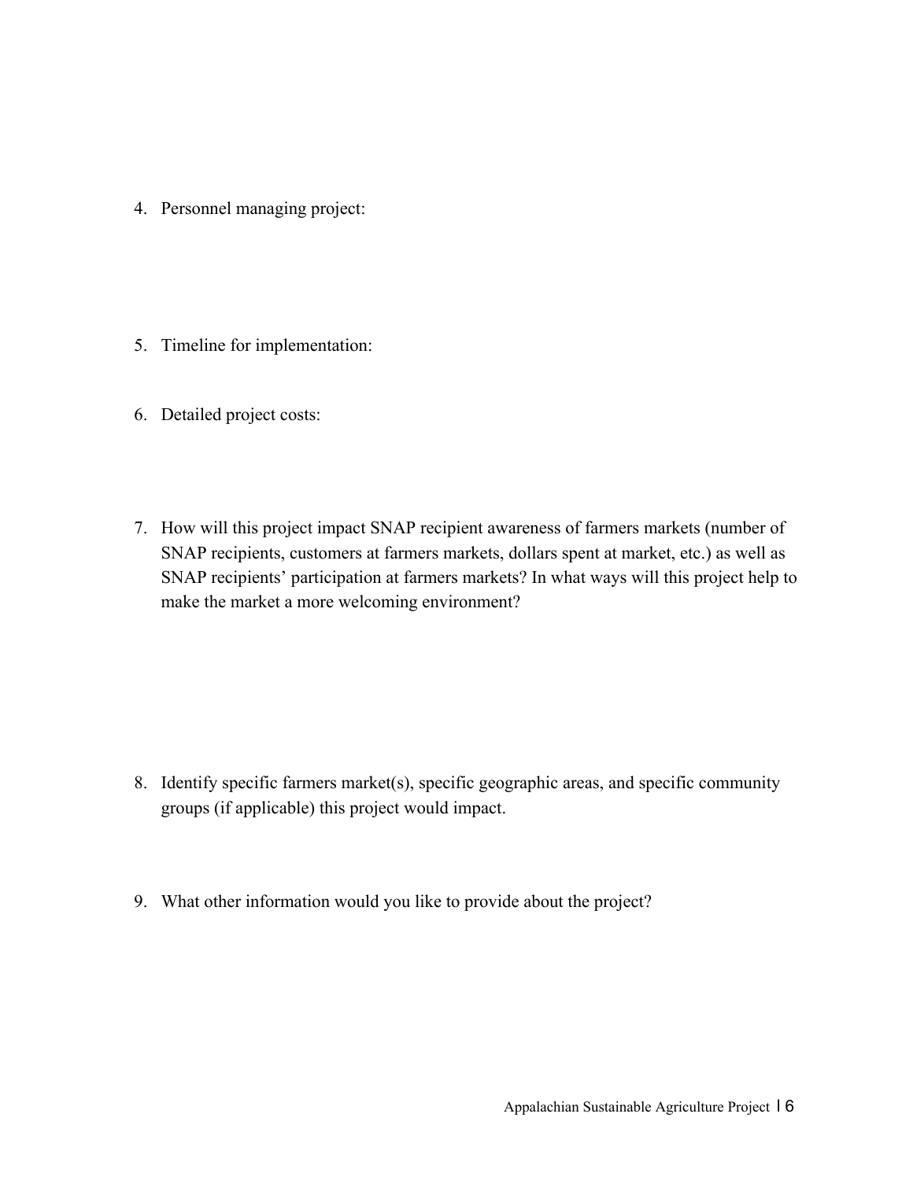4. Personnel managing project:

5. Timeline for implementation:

6. Detailed project costs:

7. How will this project impact SNAP recipient awareness of farmers markets (number of SNAP recipients, customers at farmers markets, dollars spent at market, etc.) as well as SNAP recipients' participation at farmers markets? In what ways will this project help to make the market a more welcoming environment?

8. Identify specific farmers market(s), specific geographic areas, and specific community groups (if applicable) this project would impact.

9. What other information would you like to provide about the project?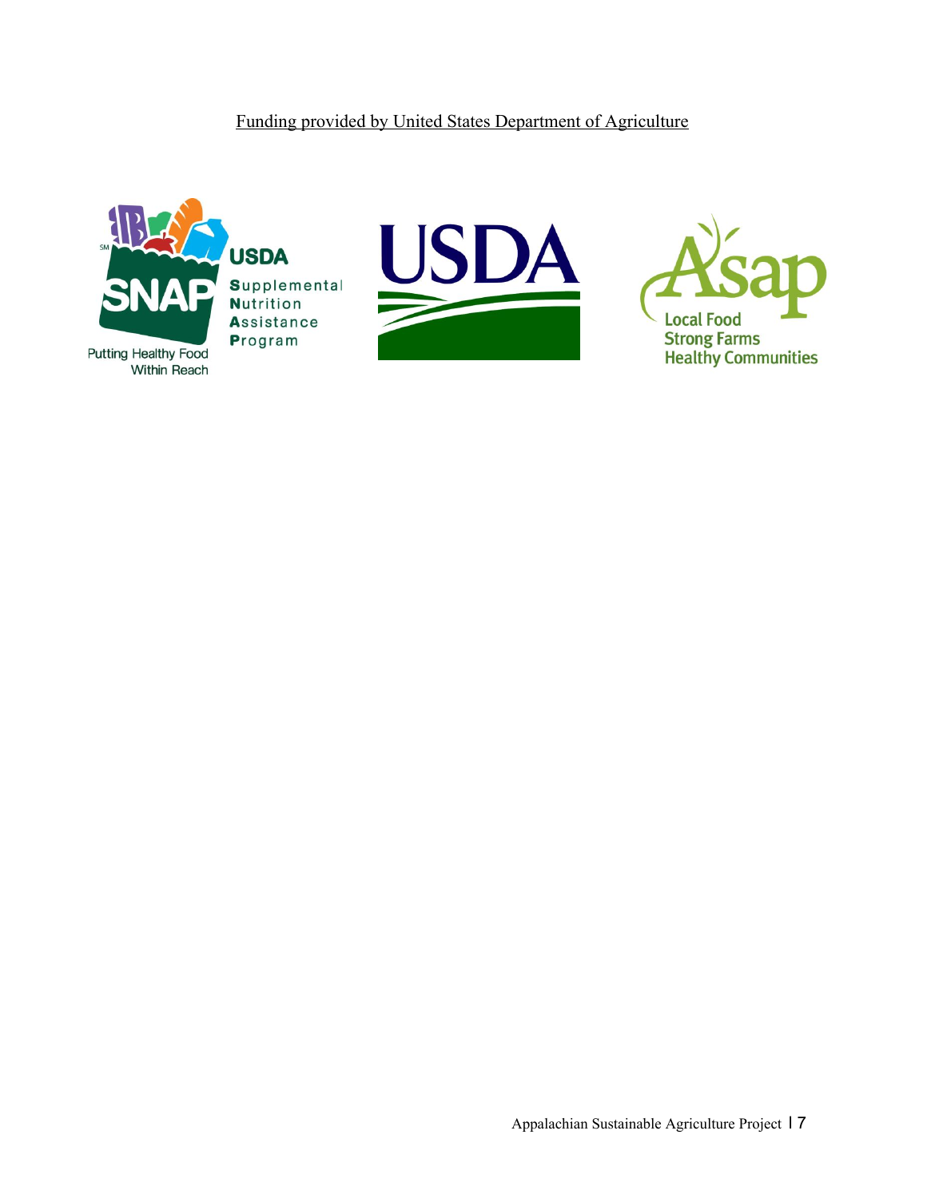Funding provided by United States Department of Agriculture